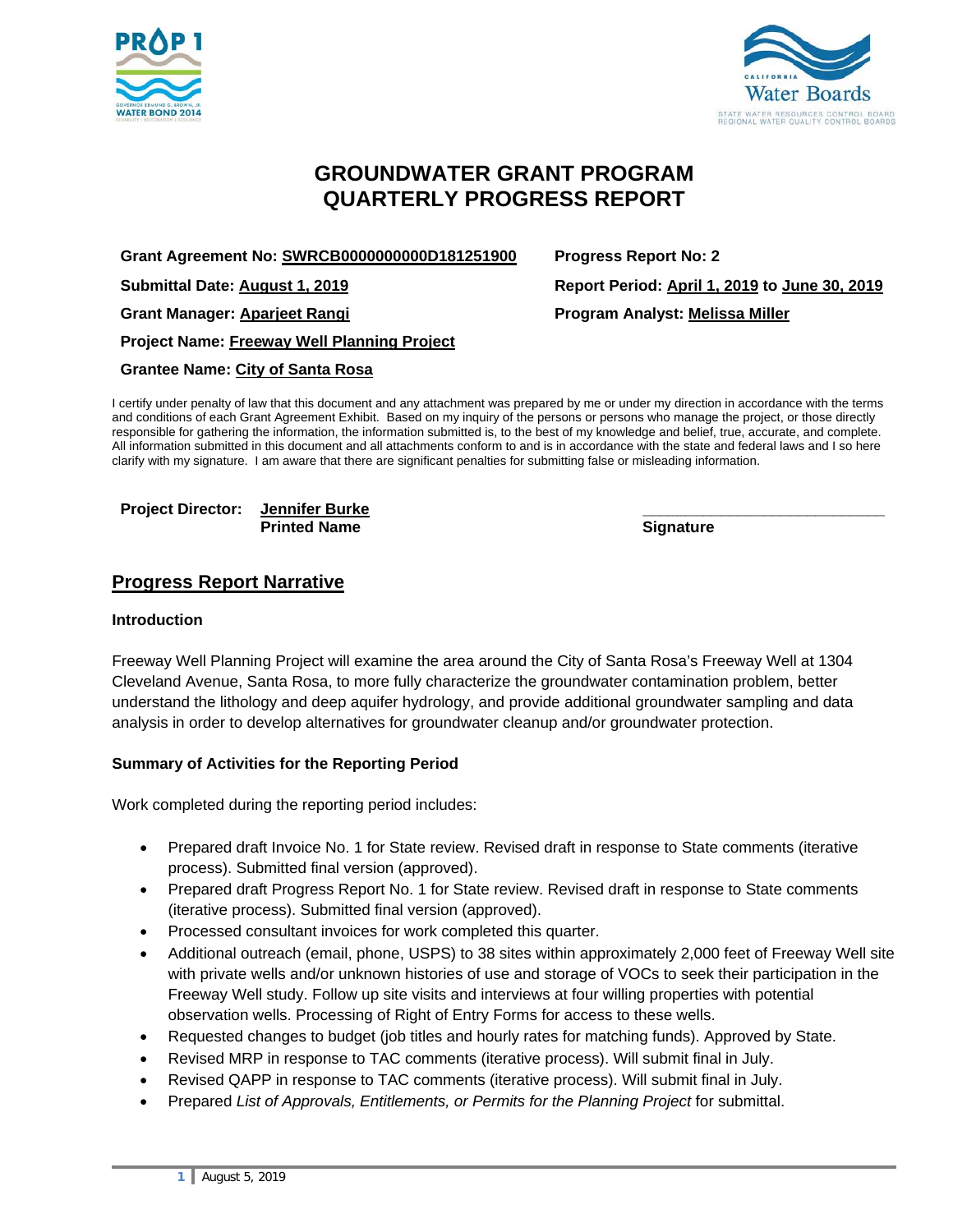# GROUNDWATER GRANT PROGRAM
# QUARTERLY PROGRESS REPORT

**Grant Agreement No: SWRCB0000000000D181251900**

**Progress Report No: 2**

**Submittal Date: August 1, 2019**

**Report Period: April 1, 2019 to June 30, 2019**

**Grant Manager: Aparjeet Rangi**

**Program Analyst: Melissa Miller**

**Project Name: Freeway Well Planning Project**

**Grantee Name: City of Santa Rosa**

I certify under penalty of law that this document and any attachment was prepared by me or under my direction in accordance with the terms and conditions of each Grant Agreement Exhibit. Based on my inquiry of the persons or persons who manage the project, or those directly responsible for gathering the information, the information submitted is, to the best of my knowledge and belief, true, accurate, and complete. All information submitted in this document and all attachments conform to and is in accordance with the state and federal laws and I so here clarify with my signature. I am aware that there are significant penalties for submitting false or misleading information.

**Project Director:** **Jennifer Burke**
**Printed Name**

_____________________________
**Signature**

## Progress Report Narrative

### Introduction

Freeway Well Planning Project will examine the area around the City of Santa Rosa's Freeway Well at 1304 Cleveland Avenue, Santa Rosa, to more fully characterize the groundwater contamination problem, better understand the lithology and deep aquifer hydrology, and provide additional groundwater sampling and data analysis in order to develop alternatives for groundwater cleanup and/or groundwater protection.

### Summary of Activities for the Reporting Period

Work completed during the reporting period includes:

- Prepared draft Invoice No. 1 for State review. Revised draft in response to State comments (iterative process). Submitted final version (approved).
- Prepared draft Progress Report No. 1 for State review. Revised draft in response to State comments (iterative process). Submitted final version (approved).
- Processed consultant invoices for work completed this quarter.
- Additional outreach (email, phone, USPS) to 38 sites within approximately 2,000 feet of Freeway Well site with private wells and/or unknown histories of use and storage of VOCs to seek their participation in the Freeway Well study. Follow up site visits and interviews at four willing properties with potential observation wells. Processing of Right of Entry Forms for access to these wells.
- Requested changes to budget (job titles and hourly rates for matching funds). Approved by State.
- Revised MRP in response to TAC comments (iterative process). Will submit final in July.
- Revised QAPP in response to TAC comments (iterative process). Will submit final in July.
- Prepared *List of Approvals, Entitlements, or Permits for the Planning Project* for submittal.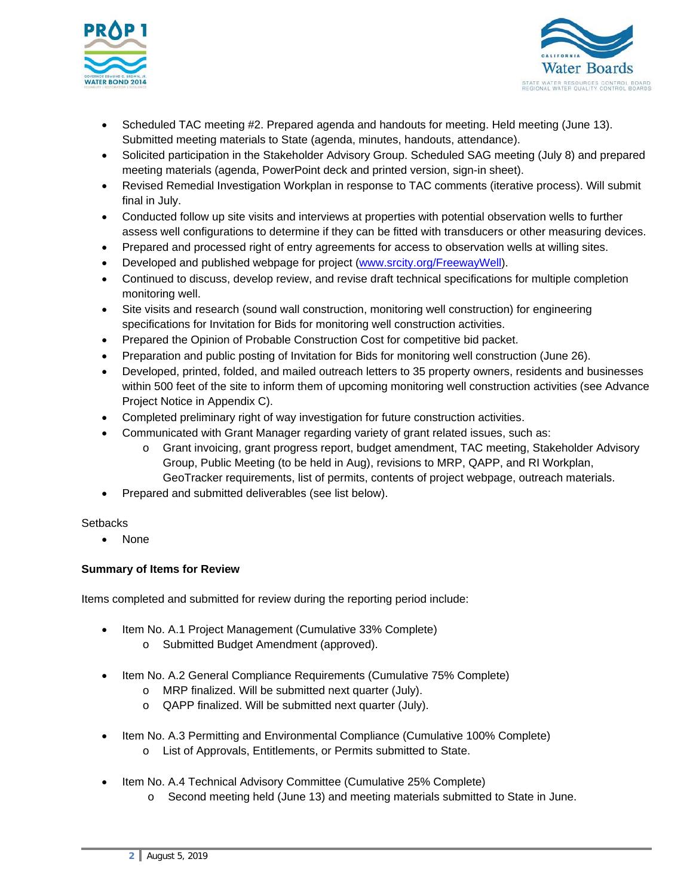- Scheduled TAC meeting #2. Prepared agenda and handouts for meeting. Held meeting (June 13). Submitted meeting materials to State (agenda, minutes, handouts, attendance).
- Solicited participation in the Stakeholder Advisory Group. Scheduled SAG meeting (July 8) and prepared meeting materials (agenda, PowerPoint deck and printed version, sign-in sheet).
- Revised Remedial Investigation Workplan in response to TAC comments (iterative process). Will submit final in July.
- Conducted follow up site visits and interviews at properties with potential observation wells to further assess well configurations to determine if they can be fitted with transducers or other measuring devices.
- Prepared and processed right of entry agreements for access to observation wells at willing sites.
- Developed and published webpage for project (www.srcity.org/FreewayWell).
- Continued to discuss, develop review, and revise draft technical specifications for multiple completion monitoring well.
- Site visits and research (sound wall construction, monitoring well construction) for engineering specifications for Invitation for Bids for monitoring well construction activities.
- Prepared the Opinion of Probable Construction Cost for competitive bid packet.
- Preparation and public posting of Invitation for Bids for monitoring well construction (June 26).
- Developed, printed, folded, and mailed outreach letters to 35 property owners, residents and businesses within 500 feet of the site to inform them of upcoming monitoring well construction activities (see Advance Project Notice in Appendix C).
- Completed preliminary right of way investigation for future construction activities.
- Communicated with Grant Manager regarding variety of grant related issues, such as:
  - Grant invoicing, grant progress report, budget amendment, TAC meeting, Stakeholder Advisory Group, Public Meeting (to be held in Aug), revisions to MRP, QAPP, and RI Workplan, GeoTracker requirements, list of permits, contents of project webpage, outreach materials.
- Prepared and submitted deliverables (see list below).

Setbacks

- None

**Summary of Items for Review**

Items completed and submitted for review during the reporting period include:

- Item No. A.1 Project Management (Cumulative 33% Complete)
  - Submitted Budget Amendment (approved).

- Item No. A.2 General Compliance Requirements (Cumulative 75% Complete)
  - MRP finalized. Will be submitted next quarter (July).
  - QAPP finalized. Will be submitted next quarter (July).

- Item No. A.3 Permitting and Environmental Compliance (Cumulative 100% Complete)
  - List of Approvals, Entitlements, or Permits submitted to State.

- Item No. A.4 Technical Advisory Committee (Cumulative 25% Complete)
  - Second meeting held (June 13) and meeting materials submitted to State in June.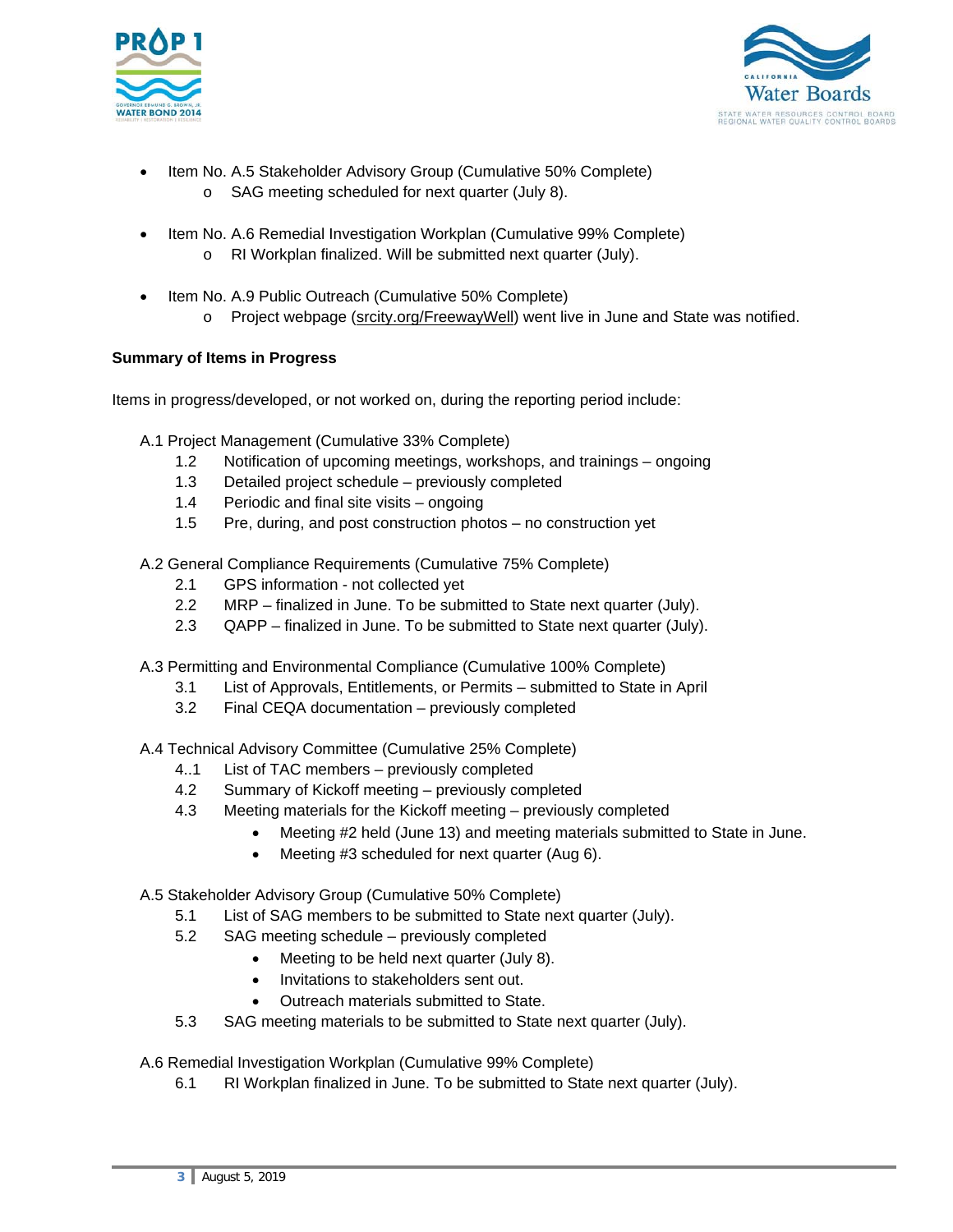- Item No. A.5 Stakeholder Advisory Group (Cumulative 50% Complete)
  - SAG meeting scheduled for next quarter (July 8).

- Item No. A.6 Remedial Investigation Workplan (Cumulative 99% Complete)
  - RI Workplan finalized. Will be submitted next quarter (July).

- Item No. A.9 Public Outreach (Cumulative 50% Complete)
  - Project webpage (srcity.org/FreewayWell) went live in June and State was notified.

**Summary of Items in Progress**

Items in progress/developed, or not worked on, during the reporting period include:

A.1 Project Management (Cumulative 33% Complete)
- 1.2 Notification of upcoming meetings, workshops, and trainings – ongoing
- 1.3 Detailed project schedule – previously completed
- 1.4 Periodic and final site visits – ongoing
- 1.5 Pre, during, and post construction photos – no construction yet

A.2 General Compliance Requirements (Cumulative 75% Complete)
- 2.1 GPS information - not collected yet
- 2.2 MRP – finalized in June. To be submitted to State next quarter (July).
- 2.3 QAPP – finalized in June. To be submitted to State next quarter (July).

A.3 Permitting and Environmental Compliance (Cumulative 100% Complete)
- 3.1 List of Approvals, Entitlements, or Permits – submitted to State in April
- 3.2 Final CEQA documentation – previously completed

A.4 Technical Advisory Committee (Cumulative 25% Complete)
- 4..1 List of TAC members – previously completed
- 4.2 Summary of Kickoff meeting – previously completed
- 4.3 Meeting materials for the Kickoff meeting – previously completed
  - Meeting #2 held (June 13) and meeting materials submitted to State in June.
  - Meeting #3 scheduled for next quarter (Aug 6).

A.5 Stakeholder Advisory Group (Cumulative 50% Complete)
- 5.1 List of SAG members to be submitted to State next quarter (July).
- 5.2 SAG meeting schedule – previously completed
  - Meeting to be held next quarter (July 8).
  - Invitations to stakeholders sent out.
  - Outreach materials submitted to State.
- 5.3 SAG meeting materials to be submitted to State next quarter (July).

A.6 Remedial Investigation Workplan (Cumulative 99% Complete)
- 6.1 RI Workplan finalized in June. To be submitted to State next quarter (July).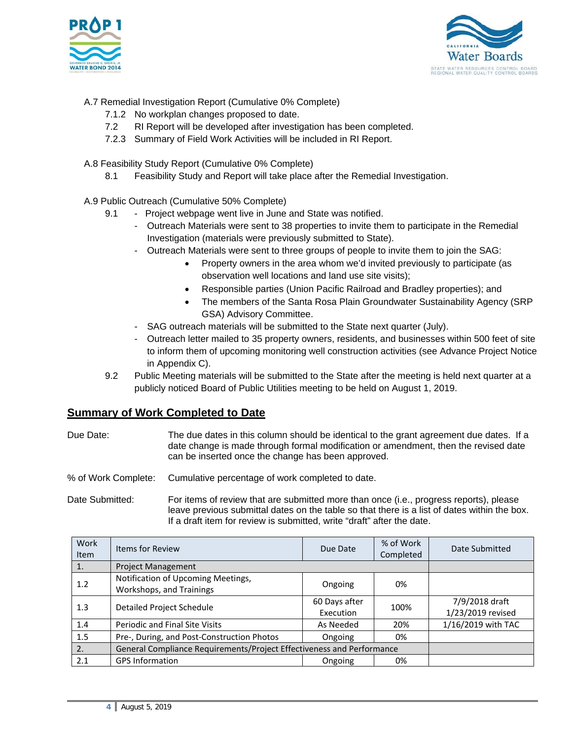A.7 Remedial Investigation Report (Cumulative 0% Complete)

- 7.1.2 No workplan changes proposed to date.
- 7.2 RI Report will be developed after investigation has been completed.
- 7.2.3 Summary of Field Work Activities will be included in RI Report.

A.8 Feasibility Study Report (Cumulative 0% Complete)

- 8.1 Feasibility Study and Report will take place after the Remedial Investigation.

A.9 Public Outreach (Cumulative 50% Complete)

- 9.1
  - Project webpage went live in June and State was notified.
  - Outreach Materials were sent to 38 properties to invite them to participate in the Remedial Investigation (materials were previously submitted to State).
  - Outreach Materials were sent to three groups of people to invite them to join the SAG:
    - Property owners in the area whom we'd invited previously to participate (as observation well locations and land use site visits);
    - Responsible parties (Union Pacific Railroad and Bradley properties); and
    - The members of the Santa Rosa Plain Groundwater Sustainability Agency (SRP GSA) Advisory Committee.
  - SAG outreach materials will be submitted to the State next quarter (July).
  - Outreach letter mailed to 35 property owners, residents, and businesses within 500 feet of site to inform them of upcoming monitoring well construction activities (see Advance Project Notice in Appendix C).
- 9.2 Public Meeting materials will be submitted to the State after the meeting is held next quarter at a publicly noticed Board of Public Utilities meeting to be held on August 1, 2019.

## Summary of Work Completed to Date

Due Date: The due dates in this column should be identical to the grant agreement due dates. If a date change is made through formal modification or amendment, then the revised date can be inserted once the change has been approved.

% of Work Complete: Cumulative percentage of work completed to date.

Date Submitted: For items of review that are submitted more than once (i.e., progress reports), please leave previous submittal dates on the table so that there is a list of dates within the box. If a draft item for review is submitted, write "draft" after the date.

| Work Item | Items for Review | Due Date | % of Work Completed | Date Submitted |
|---|---|---|---|---|
| 1. | Project Management | | | |
| 1.2 | Notification of Upcoming Meetings, Workshops, and Trainings | Ongoing | 0% | |
| 1.3 | Detailed Project Schedule | 60 Days after Execution | 100% | 7/9/2018 draft<br>1/23/2019 revised |
| 1.4 | Periodic and Final Site Visits | As Needed | 20% | 1/16/2019 with TAC |
| 1.5 | Pre-, During, and Post-Construction Photos | Ongoing | 0% | |
| 2. | General Compliance Requirements/Project Effectiveness and Performance | | | |
| 2.1 | GPS Information | Ongoing | 0% | |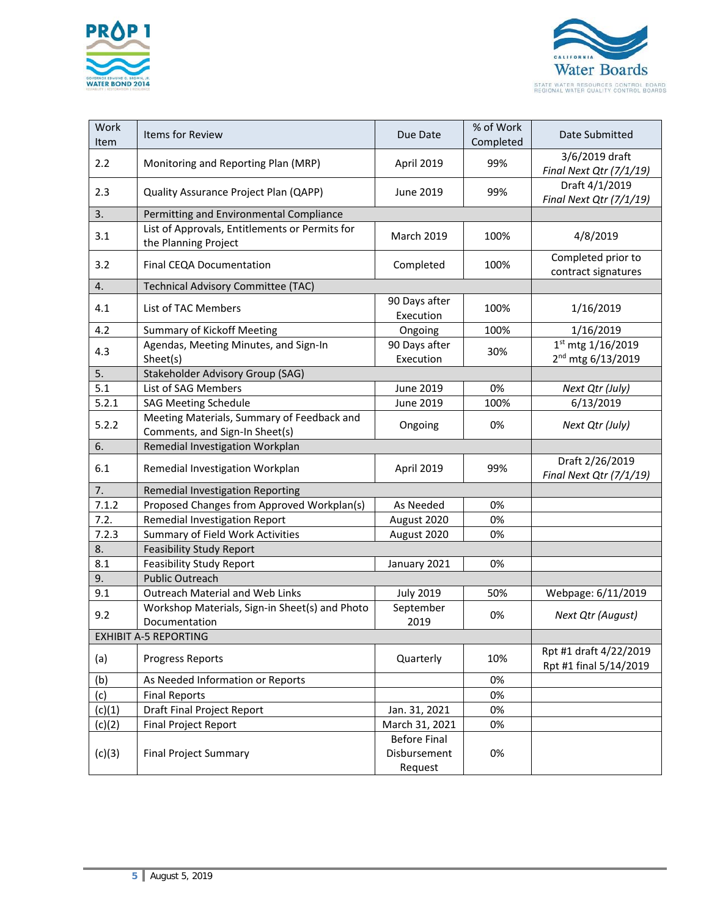| Work Item | Items for Review | Due Date | % of Work Completed | Date Submitted |
|---|---|---|---|---|
| 2.2 | Monitoring and Reporting Plan (MRP) | April 2019 | 99% | 3/6/2019 draft *Final Next Qtr (7/1/19)* |
| 2.3 | Quality Assurance Project Plan (QAPP) | June 2019 | 99% | Draft 4/1/2019 *Final Next Qtr (7/1/19)* |
| 3. | Permitting and Environmental Compliance | | | |
| 3.1 | List of Approvals, Entitlements or Permits for the Planning Project | March 2019 | 100% | 4/8/2019 |
| 3.2 | Final CEQA Documentation | Completed | 100% | Completed prior to contract signatures |
| 4. | Technical Advisory Committee (TAC) | | | |
| 4.1 | List of TAC Members | 90 Days after Execution | 100% | 1/16/2019 |
| 4.2 | Summary of Kickoff Meeting | Ongoing | 100% | 1/16/2019 |
| 4.3 | Agendas, Meeting Minutes, and Sign-In Sheet(s) | 90 Days after Execution | 30% | 1st mtg 1/16/2019 2nd mtg 6/13/2019 |
| 5. | Stakeholder Advisory Group (SAG) | | | |
| 5.1 | List of SAG Members | June 2019 | 0% | *Next Qtr (July)* |
| 5.2.1 | SAG Meeting Schedule | June 2019 | 100% | 6/13/2019 |
| 5.2.2 | Meeting Materials, Summary of Feedback and Comments, and Sign-In Sheet(s) | Ongoing | 0% | *Next Qtr (July)* |
| 6. | Remedial Investigation Workplan | | | |
| 6.1 | Remedial Investigation Workplan | April 2019 | 99% | Draft 2/26/2019 *Final Next Qtr (7/1/19)* |
| 7. | Remedial Investigation Reporting | | | |
| 7.1.2 | Proposed Changes from Approved Workplan(s) | As Needed | 0% | |
| 7.2. | Remedial Investigation Report | August 2020 | 0% | |
| 7.2.3 | Summary of Field Work Activities | August 2020 | 0% | |
| 8. | Feasibility Study Report | | | |
| 8.1 | Feasibility Study Report | January 2021 | 0% | |
| 9. | Public Outreach | | | |
| 9.1 | Outreach Material and Web Links | July 2019 | 50% | Webpage: 6/11/2019 |
| 9.2 | Workshop Materials, Sign-in Sheet(s) and Photo Documentation | September 2019 | 0% | *Next Qtr (August)* |
| EXHIBIT A-5 REPORTING | | | | |
| (a) | Progress Reports | Quarterly | 10% | Rpt #1 draft 4/22/2019 Rpt #1 final 5/14/2019 |
| (b) | As Needed Information or Reports | | 0% | |
| (c) | Final Reports | | 0% | |
| (c)(1) | Draft Final Project Report | Jan. 31, 2021 | 0% | |
| (c)(2) | Final Project Report | March 31, 2021 | 0% | |
| (c)(3) | Final Project Summary | Before Final Disbursement Request | 0% | |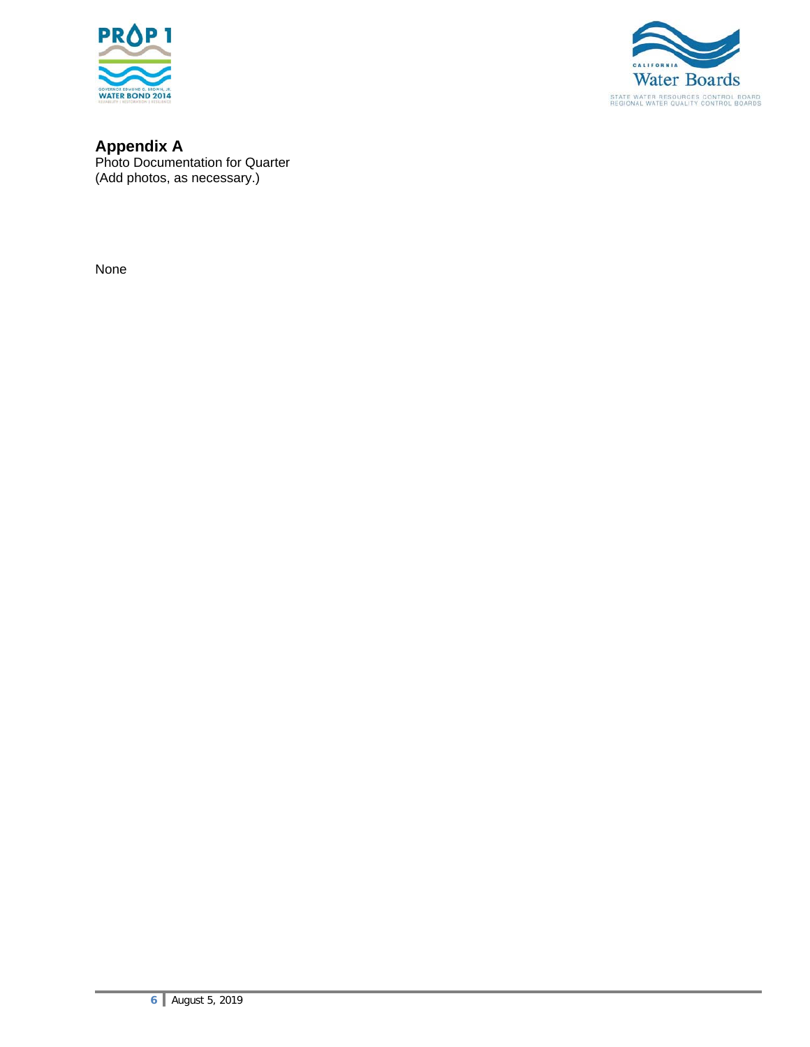## Appendix A

Photo Documentation for Quarter
(Add photos, as necessary.)

None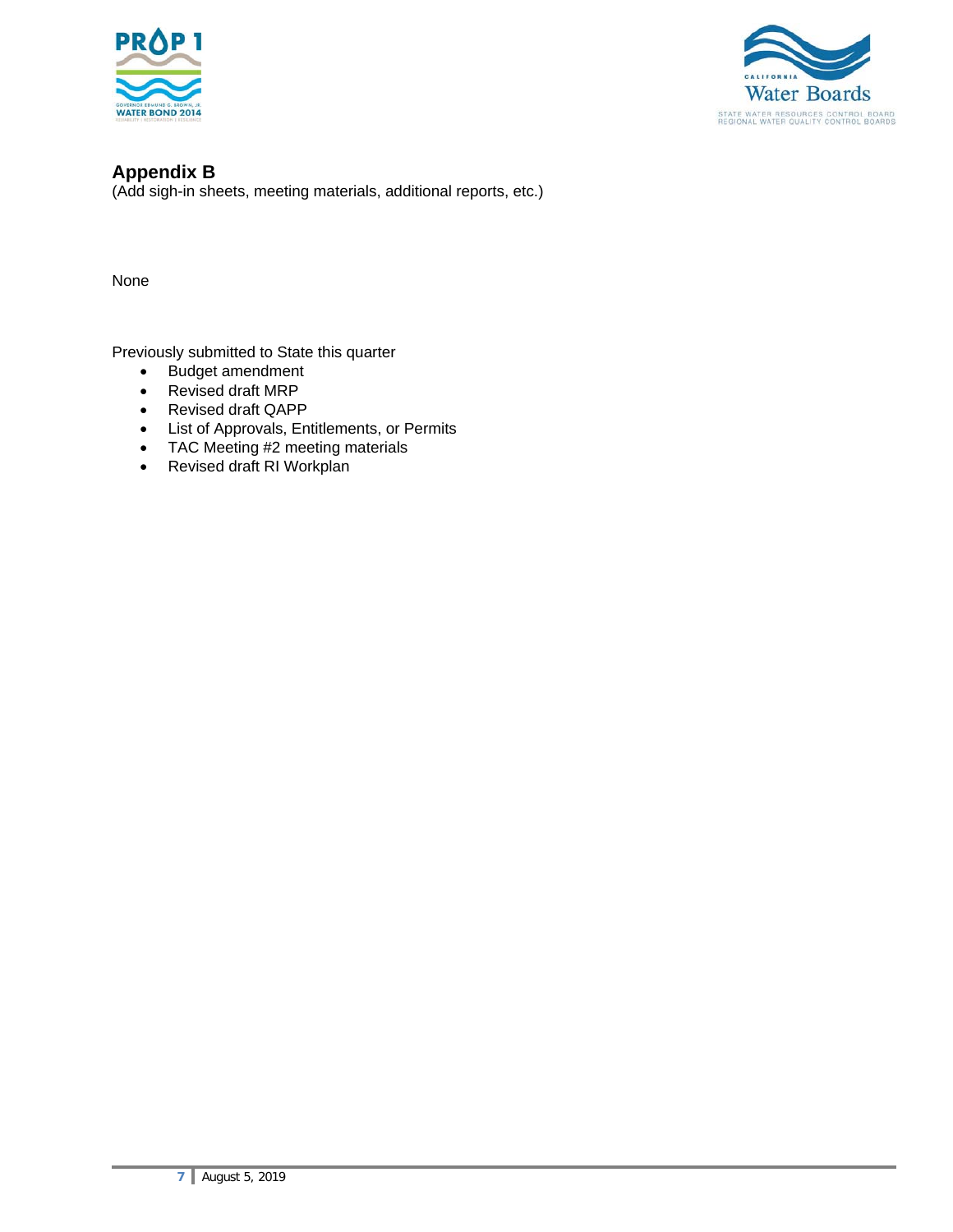## Appendix B

(Add sigh-in sheets, meeting materials, additional reports, etc.)

None

Previously submitted to State this quarter

- Budget amendment
- Revised draft MRP
- Revised draft QAPP
- List of Approvals, Entitlements, or Permits
- TAC Meeting #2 meeting materials
- Revised draft RI Workplan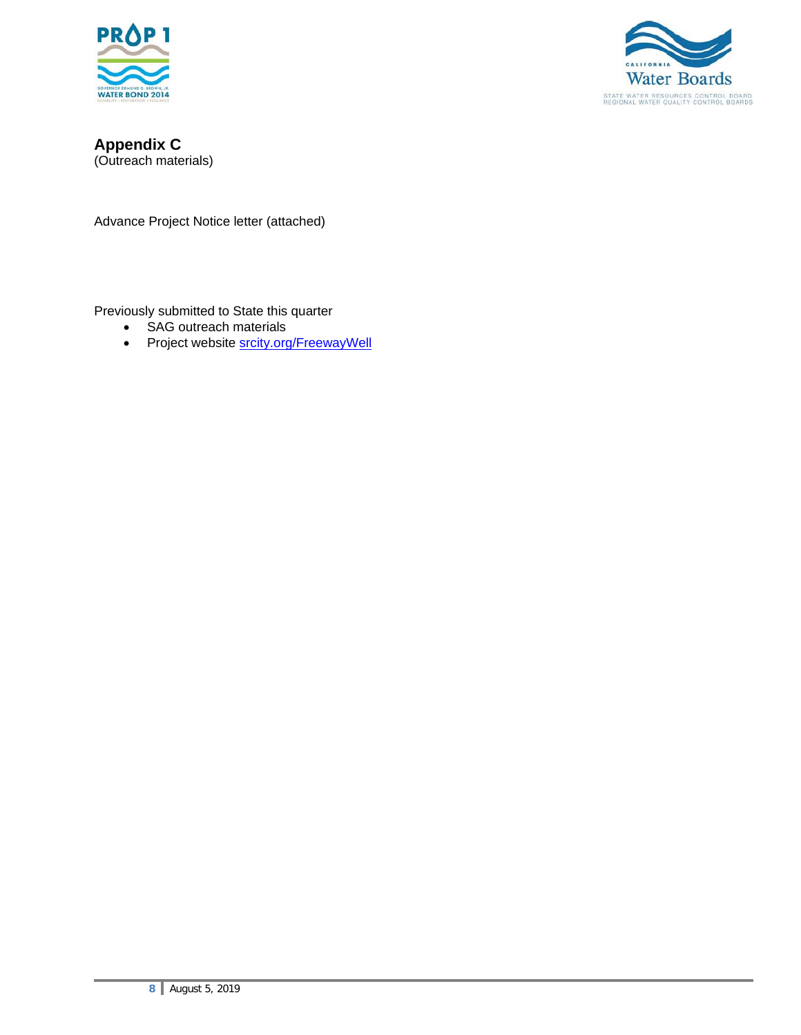# Appendix C

(Outreach materials)

Advance Project Notice letter (attached)

Previously submitted to State this quarter

- SAG outreach materials
- Project website [srcity.org/FreewayWell](srcity.org/FreewayWell)